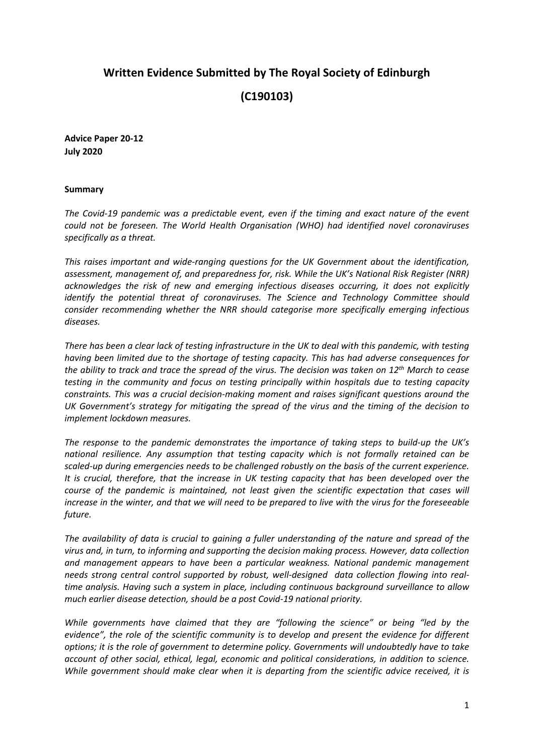# Written Evidence Submitted by The Royal Society of Edinburgh

# (C190103)

**Advice Paper 20-12**
**July 2020**

**Summary**

*The Covid-19 pandemic was a predictable event, even if the timing and exact nature of the event could not be foreseen. The World Health Organisation (WHO) had identified novel coronaviruses specifically as a threat.*

*This raises important and wide-ranging questions for the UK Government about the identification, assessment, management of, and preparedness for, risk. While the UK's National Risk Register (NRR) acknowledges the risk of new and emerging infectious diseases occurring, it does not explicitly identify the potential threat of coronaviruses. The Science and Technology Committee should consider recommending whether the NRR should categorise more specifically emerging infectious diseases.*

*There has been a clear lack of testing infrastructure in the UK to deal with this pandemic, with testing having been limited due to the shortage of testing capacity. This has had adverse consequences for the ability to track and trace the spread of the virus. The decision was taken on 12th March to cease testing in the community and focus on testing principally within hospitals due to testing capacity constraints. This was a crucial decision-making moment and raises significant questions around the UK Government's strategy for mitigating the spread of the virus and the timing of the decision to implement lockdown measures.*

*The response to the pandemic demonstrates the importance of taking steps to build-up the UK's national resilience. Any assumption that testing capacity which is not formally retained can be scaled-up during emergencies needs to be challenged robustly on the basis of the current experience. It is crucial, therefore, that the increase in UK testing capacity that has been developed over the course of the pandemic is maintained, not least given the scientific expectation that cases will increase in the winter, and that we will need to be prepared to live with the virus for the foreseeable future.*

*The availability of data is crucial to gaining a fuller understanding of the nature and spread of the virus and, in turn, to informing and supporting the decision making process. However, data collection and management appears to have been a particular weakness. National pandemic management needs strong central control supported by robust, well-designed data collection flowing into real-time analysis. Having such a system in place, including continuous background surveillance to allow much earlier disease detection, should be a post Covid-19 national priority.*

*While governments have claimed that they are "following the science" or being "led by the evidence", the role of the scientific community is to develop and present the evidence for different options; it is the role of government to determine policy. Governments will undoubtedly have to take account of other social, ethical, legal, economic and political considerations, in addition to science. While government should make clear when it is departing from the scientific advice received, it is*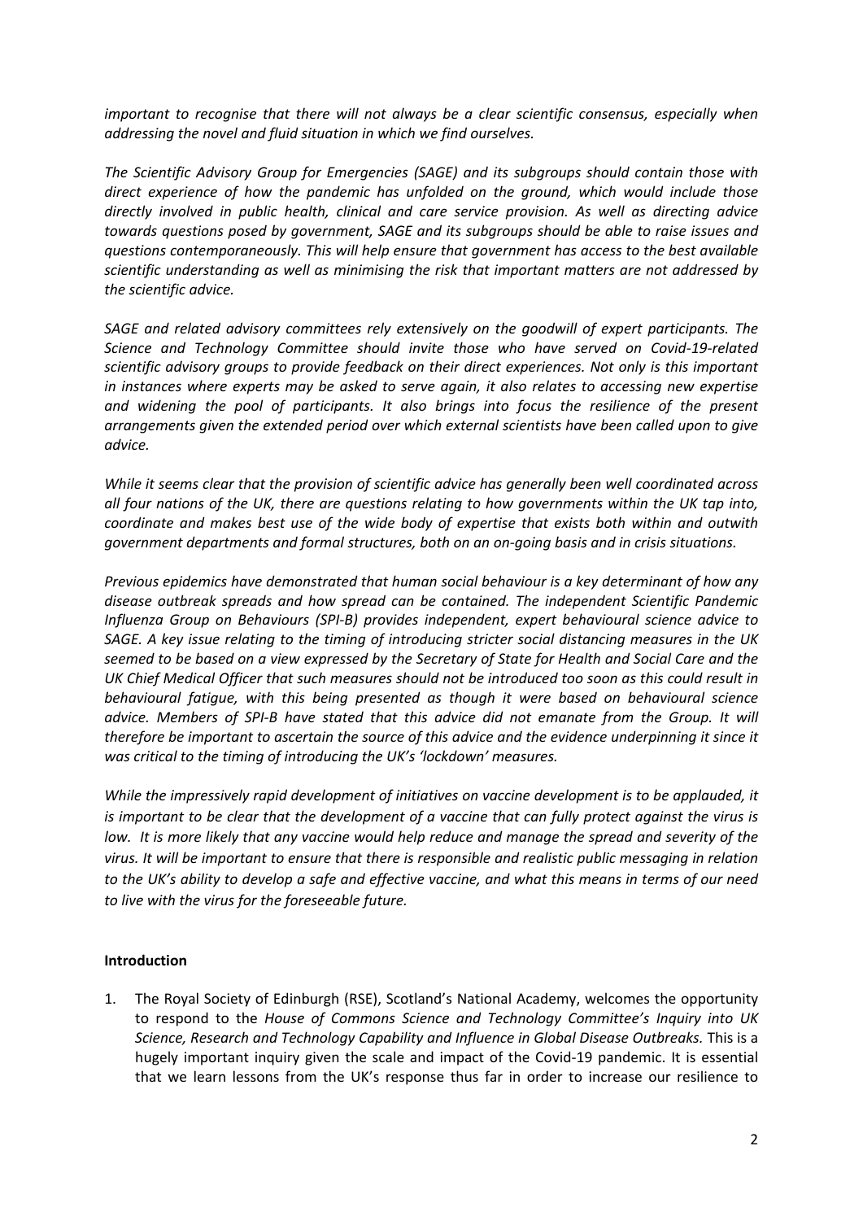*important to recognise that there will not always be a clear scientific consensus, especially when addressing the novel and fluid situation in which we find ourselves.*

*The Scientific Advisory Group for Emergencies (SAGE) and its subgroups should contain those with direct experience of how the pandemic has unfolded on the ground, which would include those directly involved in public health, clinical and care service provision. As well as directing advice towards questions posed by government, SAGE and its subgroups should be able to raise issues and questions contemporaneously. This will help ensure that government has access to the best available scientific understanding as well as minimising the risk that important matters are not addressed by the scientific advice.*

*SAGE and related advisory committees rely extensively on the goodwill of expert participants. The Science and Technology Committee should invite those who have served on Covid-19-related scientific advisory groups to provide feedback on their direct experiences. Not only is this important in instances where experts may be asked to serve again, it also relates to accessing new expertise and widening the pool of participants. It also brings into focus the resilience of the present arrangements given the extended period over which external scientists have been called upon to give advice.*

*While it seems clear that the provision of scientific advice has generally been well coordinated across all four nations of the UK, there are questions relating to how governments within the UK tap into, coordinate and makes best use of the wide body of expertise that exists both within and outwith government departments and formal structures, both on an on-going basis and in crisis situations.*

*Previous epidemics have demonstrated that human social behaviour is a key determinant of how any disease outbreak spreads and how spread can be contained. The independent Scientific Pandemic Influenza Group on Behaviours (SPI-B) provides independent, expert behavioural science advice to SAGE. A key issue relating to the timing of introducing stricter social distancing measures in the UK seemed to be based on a view expressed by the Secretary of State for Health and Social Care and the UK Chief Medical Officer that such measures should not be introduced too soon as this could result in behavioural fatigue, with this being presented as though it were based on behavioural science advice. Members of SPI-B have stated that this advice did not emanate from the Group. It will therefore be important to ascertain the source of this advice and the evidence underpinning it since it was critical to the timing of introducing the UK's 'lockdown' measures.*

*While the impressively rapid development of initiatives on vaccine development is to be applauded, it is important to be clear that the development of a vaccine that can fully protect against the virus is low. It is more likely that any vaccine would help reduce and manage the spread and severity of the virus. It will be important to ensure that there is responsible and realistic public messaging in relation to the UK's ability to develop a safe and effective vaccine, and what this means in terms of our need to live with the virus for the foreseeable future.*

**Introduction**

1. The Royal Society of Edinburgh (RSE), Scotland's National Academy, welcomes the opportunity to respond to the *House of Commons Science and Technology Committee's Inquiry into UK Science, Research and Technology Capability and Influence in Global Disease Outbreaks.* This is a hugely important inquiry given the scale and impact of the Covid-19 pandemic. It is essential that we learn lessons from the UK's response thus far in order to increase our resilience to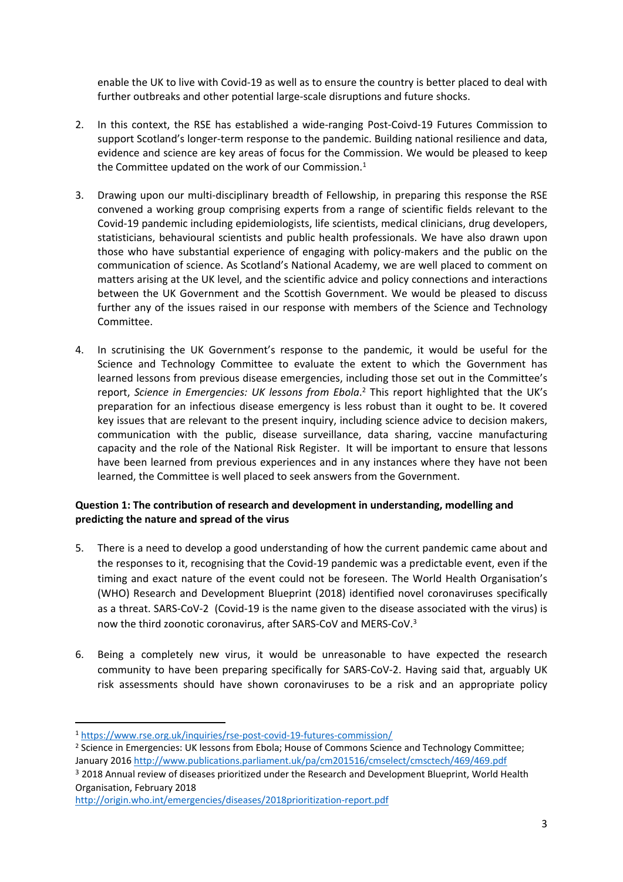enable the UK to live with Covid-19 as well as to ensure the country is better placed to deal with further outbreaks and other potential large-scale disruptions and future shocks.

2. In this context, the RSE has established a wide-ranging Post-Coivd-19 Futures Commission to support Scotland's longer-term response to the pandemic. Building national resilience and data, evidence and science are key areas of focus for the Commission. We would be pleased to keep the Committee updated on the work of our Commission.[1]

3. Drawing upon our multi-disciplinary breadth of Fellowship, in preparing this response the RSE convened a working group comprising experts from a range of scientific fields relevant to the Covid-19 pandemic including epidemiologists, life scientists, medical clinicians, drug developers, statisticians, behavioural scientists and public health professionals. We have also drawn upon those who have substantial experience of engaging with policy-makers and the public on the communication of science. As Scotland's National Academy, we are well placed to comment on matters arising at the UK level, and the scientific advice and policy connections and interactions between the UK Government and the Scottish Government. We would be pleased to discuss further any of the issues raised in our response with members of the Science and Technology Committee.

4. In scrutinising the UK Government's response to the pandemic, it would be useful for the Science and Technology Committee to evaluate the extent to which the Government has learned lessons from previous disease emergencies, including those set out in the Committee's report, *Science in Emergencies: UK lessons from Ebola*.[2] This report highlighted that the UK's preparation for an infectious disease emergency is less robust than it ought to be. It covered key issues that are relevant to the present inquiry, including science advice to decision makers, communication with the public, disease surveillance, data sharing, vaccine manufacturing capacity and the role of the National Risk Register. It will be important to ensure that lessons have been learned from previous experiences and in any instances where they have not been learned, the Committee is well placed to seek answers from the Government.

**Question 1: The contribution of research and development in understanding, modelling and predicting the nature and spread of the virus**

5. There is a need to develop a good understanding of how the current pandemic came about and the responses to it, recognising that the Covid-19 pandemic was a predictable event, even if the timing and exact nature of the event could not be foreseen. The World Health Organisation's (WHO) Research and Development Blueprint (2018) identified novel coronaviruses specifically as a threat. SARS-CoV-2 (Covid-19 is the name given to the disease associated with the virus) is now the third zoonotic coronavirus, after SARS-CoV and MERS-CoV.[3]

6. Being a completely new virus, it would be unreasonable to have expected the research community to have been preparing specifically for SARS-CoV-2. Having said that, arguably UK risk assessments should have shown coronaviruses to be a risk and an appropriate policy

---

[1] https://www.rse.org.uk/inquiries/rse-post-covid-19-futures-commission/

[2] Science in Emergencies: UK lessons from Ebola; House of Commons Science and Technology Committee; January 2016 http://www.publications.parliament.uk/pa/cm201516/cmselect/cmsctech/469/469.pdf

[3] 2018 Annual review of diseases prioritized under the Research and Development Blueprint, World Health Organisation, February 2018 http://origin.who.int/emergencies/diseases/2018prioritization-report.pdf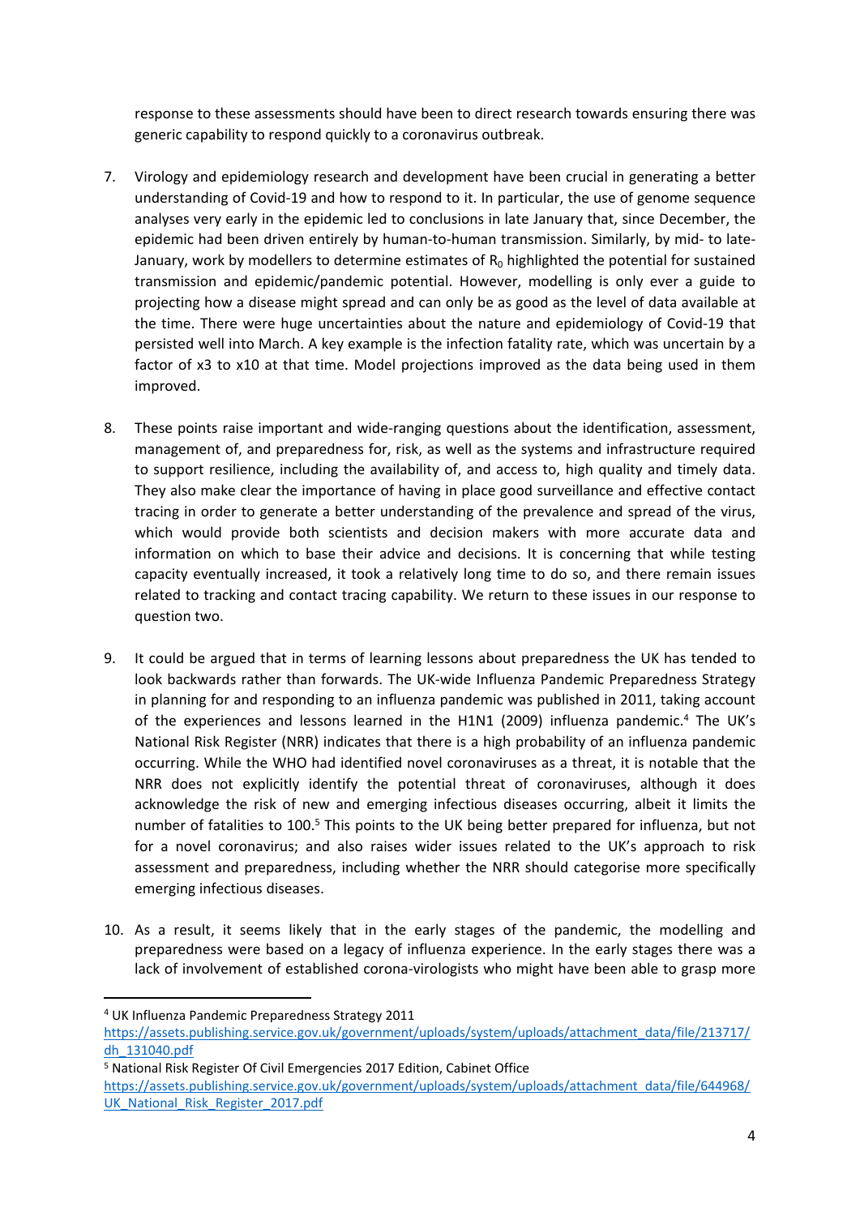response to these assessments should have been to direct research towards ensuring there was generic capability to respond quickly to a coronavirus outbreak.

7. Virology and epidemiology research and development have been crucial in generating a better understanding of Covid-19 and how to respond to it. In particular, the use of genome sequence analyses very early in the epidemic led to conclusions in late January that, since December, the epidemic had been driven entirely by human-to-human transmission. Similarly, by mid- to late-January, work by modellers to determine estimates of $R_0$ highlighted the potential for sustained transmission and epidemic/pandemic potential. However, modelling is only ever a guide to projecting how a disease might spread and can only be as good as the level of data available at the time. There were huge uncertainties about the nature and epidemiology of Covid-19 that persisted well into March. A key example is the infection fatality rate, which was uncertain by a factor of x3 to x10 at that time. Model projections improved as the data being used in them improved.

8. These points raise important and wide-ranging questions about the identification, assessment, management of, and preparedness for, risk, as well as the systems and infrastructure required to support resilience, including the availability of, and access to, high quality and timely data. They also make clear the importance of having in place good surveillance and effective contact tracing in order to generate a better understanding of the prevalence and spread of the virus, which would provide both scientists and decision makers with more accurate data and information on which to base their advice and decisions. It is concerning that while testing capacity eventually increased, it took a relatively long time to do so, and there remain issues related to tracking and contact tracing capability. We return to these issues in our response to question two.

9. It could be argued that in terms of learning lessons about preparedness the UK has tended to look backwards rather than forwards. The UK-wide Influenza Pandemic Preparedness Strategy in planning for and responding to an influenza pandemic was published in 2011, taking account of the experiences and lessons learned in the H1N1 (2009) influenza pandemic.[4] The UK's National Risk Register (NRR) indicates that there is a high probability of an influenza pandemic occurring. While the WHO had identified novel coronaviruses as a threat, it is notable that the NRR does not explicitly identify the potential threat of coronaviruses, although it does acknowledge the risk of new and emerging infectious diseases occurring, albeit it limits the number of fatalities to 100.[5] This points to the UK being better prepared for influenza, but not for a novel coronavirus; and also raises wider issues related to the UK's approach to risk assessment and preparedness, including whether the NRR should categorise more specifically emerging infectious diseases.

10. As a result, it seems likely that in the early stages of the pandemic, the modelling and preparedness were based on a legacy of influenza experience. In the early stages there was a lack of involvement of established corona-virologists who might have been able to grasp more

---

[4] UK Influenza Pandemic Preparedness Strategy 2011
https://assets.publishing.service.gov.uk/government/uploads/system/uploads/attachment_data/file/213717/dh_131040.pdf

[5] National Risk Register Of Civil Emergencies 2017 Edition, Cabinet Office
https://assets.publishing.service.gov.uk/government/uploads/system/uploads/attachment_data/file/644968/UK_National_Risk_Register_2017.pdf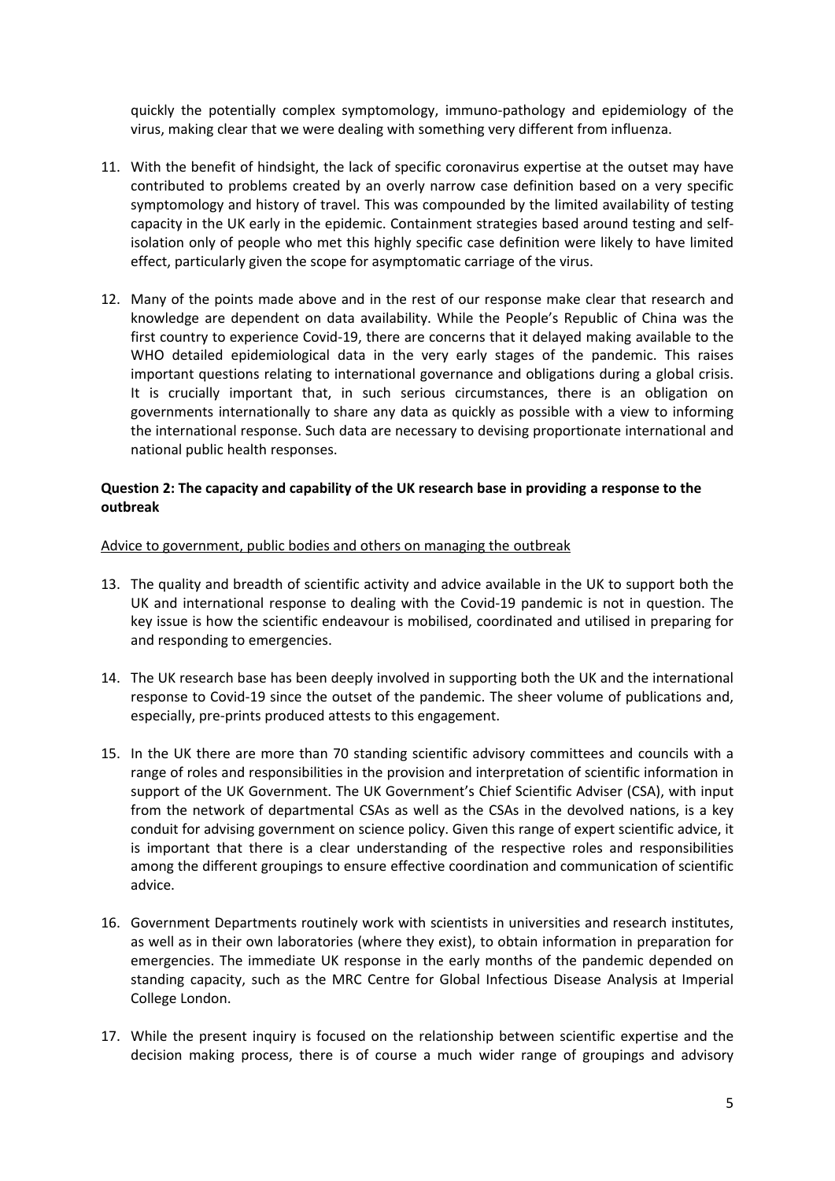quickly the potentially complex symptomology, immuno-pathology and epidemiology of the virus, making clear that we were dealing with something very different from influenza.

11. With the benefit of hindsight, the lack of specific coronavirus expertise at the outset may have contributed to problems created by an overly narrow case definition based on a very specific symptomology and history of travel. This was compounded by the limited availability of testing capacity in the UK early in the epidemic. Containment strategies based around testing and self-isolation only of people who met this highly specific case definition were likely to have limited effect, particularly given the scope for asymptomatic carriage of the virus.

12. Many of the points made above and in the rest of our response make clear that research and knowledge are dependent on data availability. While the People's Republic of China was the first country to experience Covid-19, there are concerns that it delayed making available to the WHO detailed epidemiological data in the very early stages of the pandemic. This raises important questions relating to international governance and obligations during a global crisis. It is crucially important that, in such serious circumstances, there is an obligation on governments internationally to share any data as quickly as possible with a view to informing the international response. Such data are necessary to devising proportionate international and national public health responses.

**Question 2: The capacity and capability of the UK research base in providing a response to the outbreak**

Advice to government, public bodies and others on managing the outbreak

13. The quality and breadth of scientific activity and advice available in the UK to support both the UK and international response to dealing with the Covid-19 pandemic is not in question. The key issue is how the scientific endeavour is mobilised, coordinated and utilised in preparing for and responding to emergencies.

14. The UK research base has been deeply involved in supporting both the UK and the international response to Covid-19 since the outset of the pandemic. The sheer volume of publications and, especially, pre-prints produced attests to this engagement.

15. In the UK there are more than 70 standing scientific advisory committees and councils with a range of roles and responsibilities in the provision and interpretation of scientific information in support of the UK Government. The UK Government's Chief Scientific Adviser (CSA), with input from the network of departmental CSAs as well as the CSAs in the devolved nations, is a key conduit for advising government on science policy. Given this range of expert scientific advice, it is important that there is a clear understanding of the respective roles and responsibilities among the different groupings to ensure effective coordination and communication of scientific advice.

16. Government Departments routinely work with scientists in universities and research institutes, as well as in their own laboratories (where they exist), to obtain information in preparation for emergencies. The immediate UK response in the early months of the pandemic depended on standing capacity, such as the MRC Centre for Global Infectious Disease Analysis at Imperial College London.

17. While the present inquiry is focused on the relationship between scientific expertise and the decision making process, there is of course a much wider range of groupings and advisory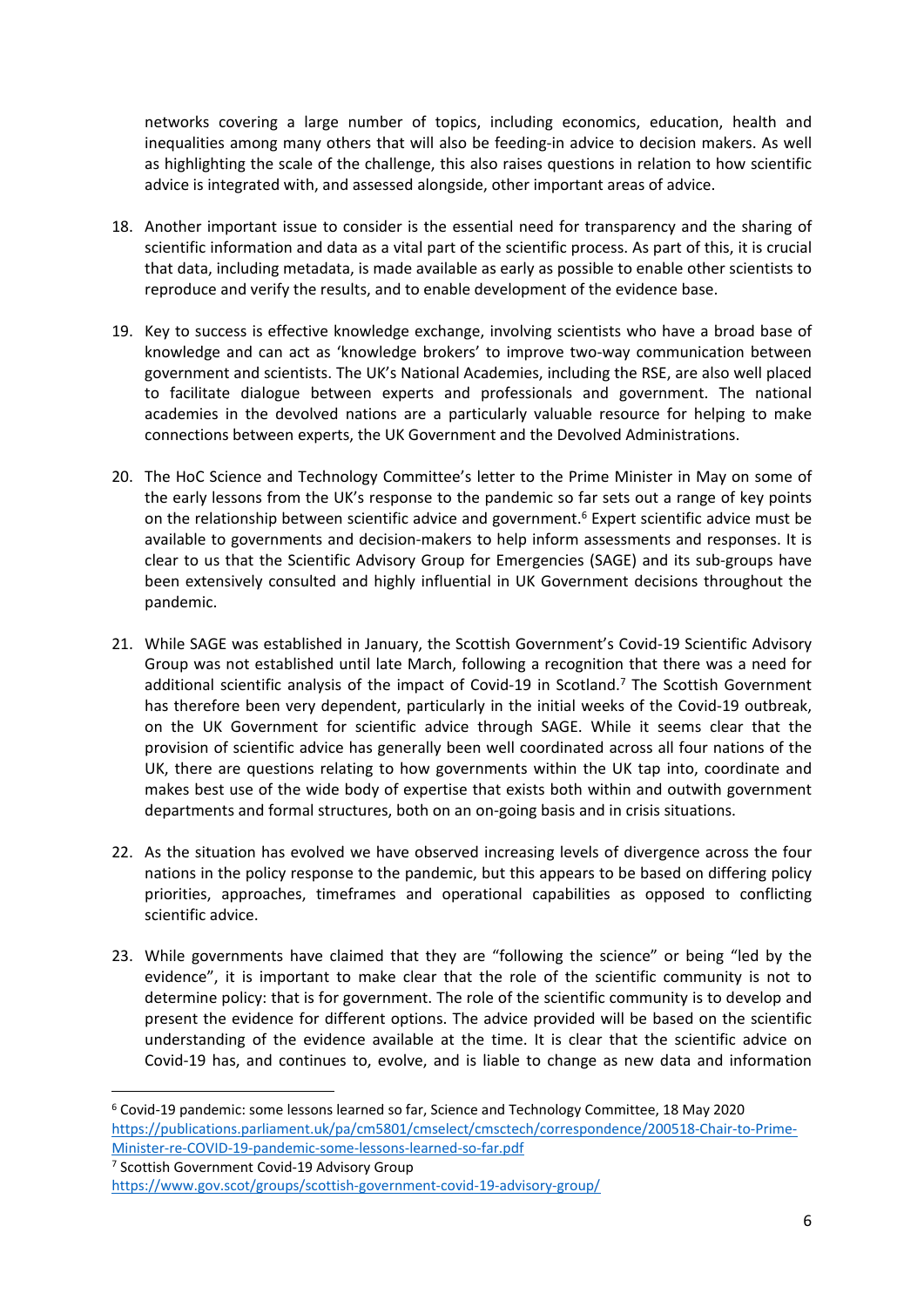networks covering a large number of topics, including economics, education, health and inequalities among many others that will also be feeding-in advice to decision makers. As well as highlighting the scale of the challenge, this also raises questions in relation to how scientific advice is integrated with, and assessed alongside, other important areas of advice.

18. Another important issue to consider is the essential need for transparency and the sharing of scientific information and data as a vital part of the scientific process. As part of this, it is crucial that data, including metadata, is made available as early as possible to enable other scientists to reproduce and verify the results, and to enable development of the evidence base.

19. Key to success is effective knowledge exchange, involving scientists who have a broad base of knowledge and can act as 'knowledge brokers' to improve two-way communication between government and scientists. The UK's National Academies, including the RSE, are also well placed to facilitate dialogue between experts and professionals and government. The national academies in the devolved nations are a particularly valuable resource for helping to make connections between experts, the UK Government and the Devolved Administrations.

20. The HoC Science and Technology Committee's letter to the Prime Minister in May on some of the early lessons from the UK's response to the pandemic so far sets out a range of key points on the relationship between scientific advice and government.[6] Expert scientific advice must be available to governments and decision-makers to help inform assessments and responses. It is clear to us that the Scientific Advisory Group for Emergencies (SAGE) and its sub-groups have been extensively consulted and highly influential in UK Government decisions throughout the pandemic.

21. While SAGE was established in January, the Scottish Government's Covid-19 Scientific Advisory Group was not established until late March, following a recognition that there was a need for additional scientific analysis of the impact of Covid-19 in Scotland.[7] The Scottish Government has therefore been very dependent, particularly in the initial weeks of the Covid-19 outbreak, on the UK Government for scientific advice through SAGE. While it seems clear that the provision of scientific advice has generally been well coordinated across all four nations of the UK, there are questions relating to how governments within the UK tap into, coordinate and makes best use of the wide body of expertise that exists both within and outwith government departments and formal structures, both on an on-going basis and in crisis situations.

22. As the situation has evolved we have observed increasing levels of divergence across the four nations in the policy response to the pandemic, but this appears to be based on differing policy priorities, approaches, timeframes and operational capabilities as opposed to conflicting scientific advice.

23. While governments have claimed that they are "following the science" or being "led by the evidence", it is important to make clear that the role of the scientific community is not to determine policy: that is for government. The role of the scientific community is to develop and present the evidence for different options. The advice provided will be based on the scientific understanding of the evidence available at the time. It is clear that the scientific advice on Covid-19 has, and continues to, evolve, and is liable to change as new data and information

---

[6] Covid-19 pandemic: some lessons learned so far, Science and Technology Committee, 18 May 2020 https://publications.parliament.uk/pa/cm5801/cmselect/cmsctech/correspondence/200518-Chair-to-Prime-Minister-re-COVID-19-pandemic-some-lessons-learned-so-far.pdf

[7] Scottish Government Covid-19 Advisory Group https://www.gov.scot/groups/scottish-government-covid-19-advisory-group/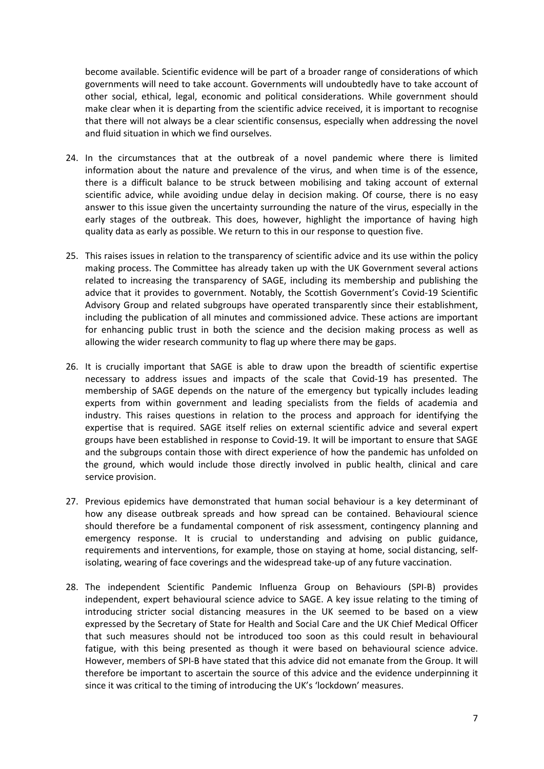become available. Scientific evidence will be part of a broader range of considerations of which governments will need to take account. Governments will undoubtedly have to take account of other social, ethical, legal, economic and political considerations. While government should make clear when it is departing from the scientific advice received, it is important to recognise that there will not always be a clear scientific consensus, especially when addressing the novel and fluid situation in which we find ourselves.

24. In the circumstances that at the outbreak of a novel pandemic where there is limited information about the nature and prevalence of the virus, and when time is of the essence, there is a difficult balance to be struck between mobilising and taking account of external scientific advice, while avoiding undue delay in decision making. Of course, there is no easy answer to this issue given the uncertainty surrounding the nature of the virus, especially in the early stages of the outbreak. This does, however, highlight the importance of having high quality data as early as possible. We return to this in our response to question five.

25. This raises issues in relation to the transparency of scientific advice and its use within the policy making process. The Committee has already taken up with the UK Government several actions related to increasing the transparency of SAGE, including its membership and publishing the advice that it provides to government. Notably, the Scottish Government's Covid-19 Scientific Advisory Group and related subgroups have operated transparently since their establishment, including the publication of all minutes and commissioned advice. These actions are important for enhancing public trust in both the science and the decision making process as well as allowing the wider research community to flag up where there may be gaps.

26. It is crucially important that SAGE is able to draw upon the breadth of scientific expertise necessary to address issues and impacts of the scale that Covid-19 has presented. The membership of SAGE depends on the nature of the emergency but typically includes leading experts from within government and leading specialists from the fields of academia and industry. This raises questions in relation to the process and approach for identifying the expertise that is required. SAGE itself relies on external scientific advice and several expert groups have been established in response to Covid-19. It will be important to ensure that SAGE and the subgroups contain those with direct experience of how the pandemic has unfolded on the ground, which would include those directly involved in public health, clinical and care service provision.

27. Previous epidemics have demonstrated that human social behaviour is a key determinant of how any disease outbreak spreads and how spread can be contained. Behavioural science should therefore be a fundamental component of risk assessment, contingency planning and emergency response. It is crucial to understanding and advising on public guidance, requirements and interventions, for example, those on staying at home, social distancing, self-isolating, wearing of face coverings and the widespread take-up of any future vaccination.

28. The independent Scientific Pandemic Influenza Group on Behaviours (SPI-B) provides independent, expert behavioural science advice to SAGE. A key issue relating to the timing of introducing stricter social distancing measures in the UK seemed to be based on a view expressed by the Secretary of State for Health and Social Care and the UK Chief Medical Officer that such measures should not be introduced too soon as this could result in behavioural fatigue, with this being presented as though it were based on behavioural science advice. However, members of SPI-B have stated that this advice did not emanate from the Group. It will therefore be important to ascertain the source of this advice and the evidence underpinning it since it was critical to the timing of introducing the UK's 'lockdown' measures.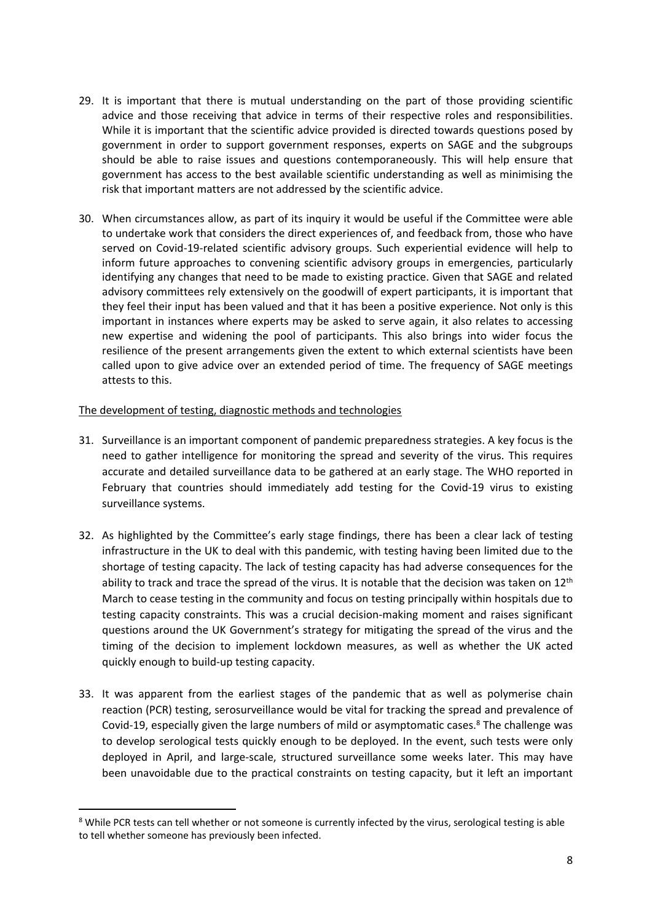29. It is important that there is mutual understanding on the part of those providing scientific advice and those receiving that advice in terms of their respective roles and responsibilities. While it is important that the scientific advice provided is directed towards questions posed by government in order to support government responses, experts on SAGE and the subgroups should be able to raise issues and questions contemporaneously. This will help ensure that government has access to the best available scientific understanding as well as minimising the risk that important matters are not addressed by the scientific advice.

30. When circumstances allow, as part of its inquiry it would be useful if the Committee were able to undertake work that considers the direct experiences of, and feedback from, those who have served on Covid-19-related scientific advisory groups. Such experiential evidence will help to inform future approaches to convening scientific advisory groups in emergencies, particularly identifying any changes that need to be made to existing practice. Given that SAGE and related advisory committees rely extensively on the goodwill of expert participants, it is important that they feel their input has been valued and that it has been a positive experience. Not only is this important in instances where experts may be asked to serve again, it also relates to accessing new expertise and widening the pool of participants. This also brings into wider focus the resilience of the present arrangements given the extent to which external scientists have been called upon to give advice over an extended period of time. The frequency of SAGE meetings attests to this.

The development of testing, diagnostic methods and technologies

31. Surveillance is an important component of pandemic preparedness strategies. A key focus is the need to gather intelligence for monitoring the spread and severity of the virus. This requires accurate and detailed surveillance data to be gathered at an early stage. The WHO reported in February that countries should immediately add testing for the Covid-19 virus to existing surveillance systems.

32. As highlighted by the Committee's early stage findings, there has been a clear lack of testing infrastructure in the UK to deal with this pandemic, with testing having been limited due to the shortage of testing capacity. The lack of testing capacity has had adverse consequences for the ability to track and trace the spread of the virus. It is notable that the decision was taken on 12th March to cease testing in the community and focus on testing principally within hospitals due to testing capacity constraints. This was a crucial decision-making moment and raises significant questions around the UK Government's strategy for mitigating the spread of the virus and the timing of the decision to implement lockdown measures, as well as whether the UK acted quickly enough to build-up testing capacity.

33. It was apparent from the earliest stages of the pandemic that as well as polymerise chain reaction (PCR) testing, serosurveillance would be vital for tracking the spread and prevalence of Covid-19, especially given the large numbers of mild or asymptomatic cases.[8] The challenge was to develop serological tests quickly enough to be deployed. In the event, such tests were only deployed in April, and large-scale, structured surveillance some weeks later. This may have been unavoidable due to the practical constraints on testing capacity, but it left an important

[8] While PCR tests can tell whether or not someone is currently infected by the virus, serological testing is able to tell whether someone has previously been infected.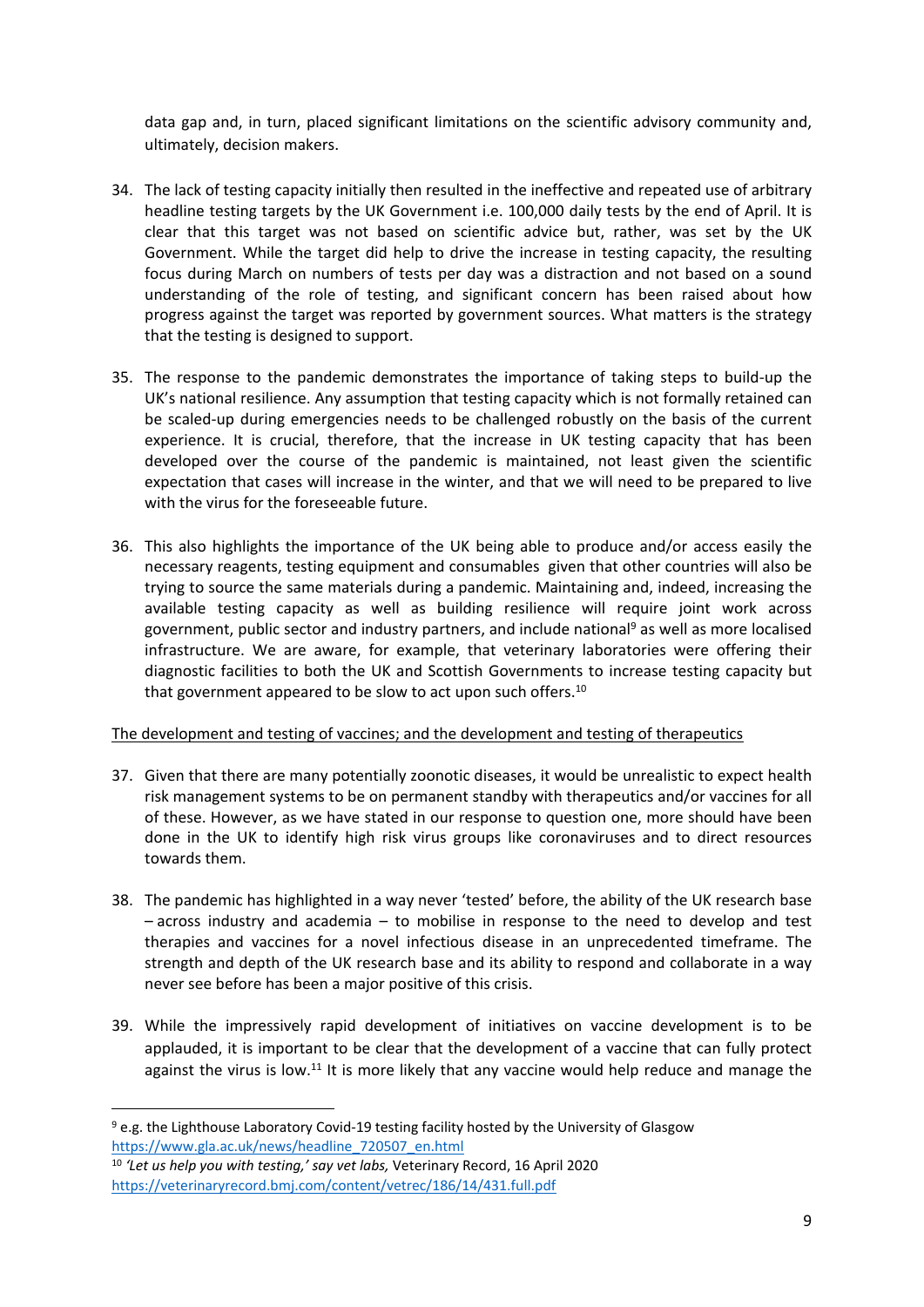data gap and, in turn, placed significant limitations on the scientific advisory community and, ultimately, decision makers.

34. The lack of testing capacity initially then resulted in the ineffective and repeated use of arbitrary headline testing targets by the UK Government i.e. 100,000 daily tests by the end of April. It is clear that this target was not based on scientific advice but, rather, was set by the UK Government. While the target did help to drive the increase in testing capacity, the resulting focus during March on numbers of tests per day was a distraction and not based on a sound understanding of the role of testing, and significant concern has been raised about how progress against the target was reported by government sources. What matters is the strategy that the testing is designed to support.

35. The response to the pandemic demonstrates the importance of taking steps to build-up the UK's national resilience. Any assumption that testing capacity which is not formally retained can be scaled-up during emergencies needs to be challenged robustly on the basis of the current experience. It is crucial, therefore, that the increase in UK testing capacity that has been developed over the course of the pandemic is maintained, not least given the scientific expectation that cases will increase in the winter, and that we will need to be prepared to live with the virus for the foreseeable future.

36. This also highlights the importance of the UK being able to produce and/or access easily the necessary reagents, testing equipment and consumables given that other countries will also be trying to source the same materials during a pandemic. Maintaining and, indeed, increasing the available testing capacity as well as building resilience will require joint work across government, public sector and industry partners, and include national[9] as well as more localised infrastructure. We are aware, for example, that veterinary laboratories were offering their diagnostic facilities to both the UK and Scottish Governments to increase testing capacity but that government appeared to be slow to act upon such offers.[10]

<u>The development and testing of vaccines; and the development and testing of therapeutics</u>

37. Given that there are many potentially zoonotic diseases, it would be unrealistic to expect health risk management systems to be on permanent standby with therapeutics and/or vaccines for all of these. However, as we have stated in our response to question one, more should have been done in the UK to identify high risk virus groups like coronaviruses and to direct resources towards them.

38. The pandemic has highlighted in a way never 'tested' before, the ability of the UK research base – across industry and academia – to mobilise in response to the need to develop and test therapies and vaccines for a novel infectious disease in an unprecedented timeframe. The strength and depth of the UK research base and its ability to respond and collaborate in a way never see before has been a major positive of this crisis.

39. While the impressively rapid development of initiatives on vaccine development is to be applauded, it is important to be clear that the development of a vaccine that can fully protect against the virus is low.[11] It is more likely that any vaccine would help reduce and manage the

---

[9] e.g. the Lighthouse Laboratory Covid-19 testing facility hosted by the University of Glasgow https://www.gla.ac.uk/news/headline_720507_en.html

[10] *'Let us help you with testing,' say vet labs,* Veterinary Record, 16 April 2020 https://veterinaryrecord.bmj.com/content/vetrec/186/14/431.full.pdf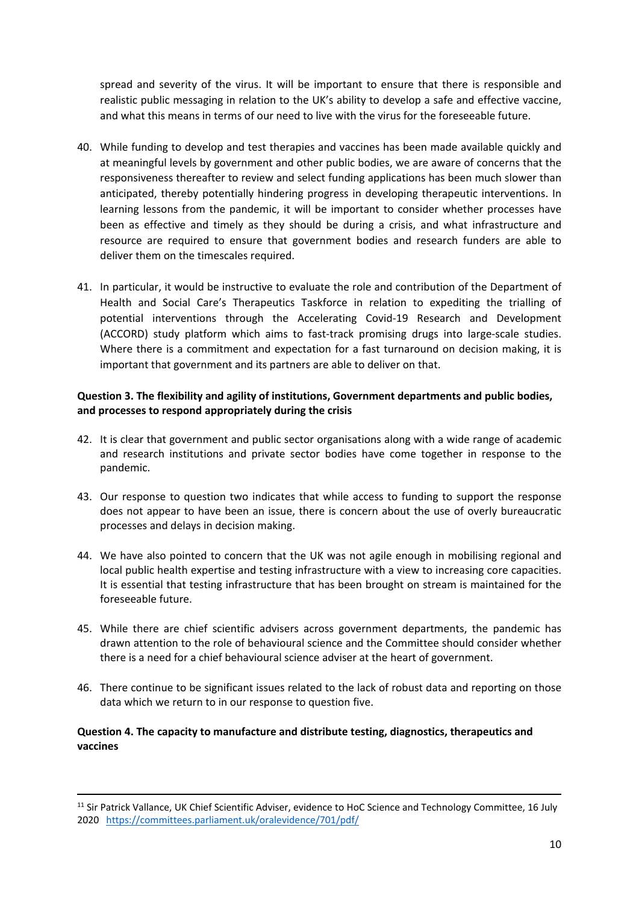spread and severity of the virus. It will be important to ensure that there is responsible and realistic public messaging in relation to the UK's ability to develop a safe and effective vaccine, and what this means in terms of our need to live with the virus for the foreseeable future.

40. While funding to develop and test therapies and vaccines has been made available quickly and at meaningful levels by government and other public bodies, we are aware of concerns that the responsiveness thereafter to review and select funding applications has been much slower than anticipated, thereby potentially hindering progress in developing therapeutic interventions. In learning lessons from the pandemic, it will be important to consider whether processes have been as effective and timely as they should be during a crisis, and what infrastructure and resource are required to ensure that government bodies and research funders are able to deliver them on the timescales required.

41. In particular, it would be instructive to evaluate the role and contribution of the Department of Health and Social Care's Therapeutics Taskforce in relation to expediting the trialling of potential interventions through the Accelerating Covid-19 Research and Development (ACCORD) study platform which aims to fast-track promising drugs into large-scale studies. Where there is a commitment and expectation for a fast turnaround on decision making, it is important that government and its partners are able to deliver on that.

**Question 3. The flexibility and agility of institutions, Government departments and public bodies, and processes to respond appropriately during the crisis**

42. It is clear that government and public sector organisations along with a wide range of academic and research institutions and private sector bodies have come together in response to the pandemic.

43. Our response to question two indicates that while access to funding to support the response does not appear to have been an issue, there is concern about the use of overly bureaucratic processes and delays in decision making.

44. We have also pointed to concern that the UK was not agile enough in mobilising regional and local public health expertise and testing infrastructure with a view to increasing core capacities. It is essential that testing infrastructure that has been brought on stream is maintained for the foreseeable future.

45. While there are chief scientific advisers across government departments, the pandemic has drawn attention to the role of behavioural science and the Committee should consider whether there is a need for a chief behavioural science adviser at the heart of government.

46. There continue to be significant issues related to the lack of robust data and reporting on those data which we return to in our response to question five.

**Question 4. The capacity to manufacture and distribute testing, diagnostics, therapeutics and vaccines**

[11] Sir Patrick Vallance, UK Chief Scientific Adviser, evidence to HoC Science and Technology Committee, 16 July 2020 https://committees.parliament.uk/oralevidence/701/pdf/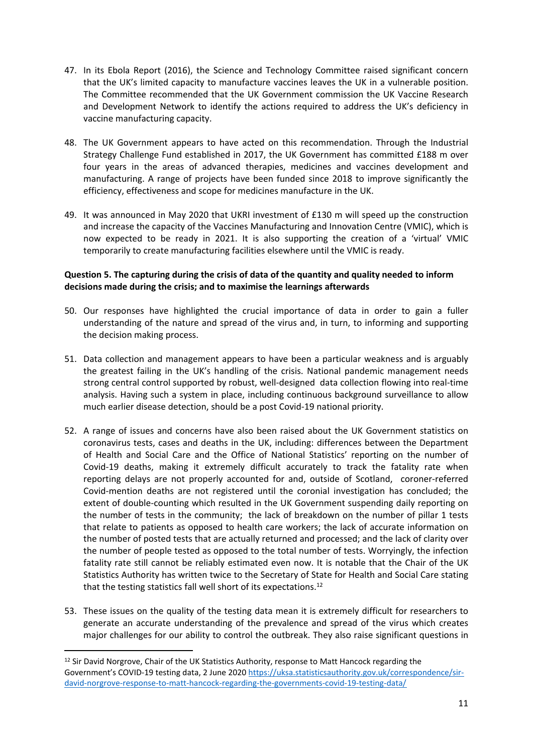47. In its Ebola Report (2016), the Science and Technology Committee raised significant concern that the UK's limited capacity to manufacture vaccines leaves the UK in a vulnerable position. The Committee recommended that the UK Government commission the UK Vaccine Research and Development Network to identify the actions required to address the UK's deficiency in vaccine manufacturing capacity.

48. The UK Government appears to have acted on this recommendation. Through the Industrial Strategy Challenge Fund established in 2017, the UK Government has committed £188 m over four years in the areas of advanced therapies, medicines and vaccines development and manufacturing. A range of projects have been funded since 2018 to improve significantly the efficiency, effectiveness and scope for medicines manufacture in the UK.

49. It was announced in May 2020 that UKRI investment of £130 m will speed up the construction and increase the capacity of the Vaccines Manufacturing and Innovation Centre (VMIC), which is now expected to be ready in 2021. It is also supporting the creation of a 'virtual' VMIC temporarily to create manufacturing facilities elsewhere until the VMIC is ready.

**Question 5. The capturing during the crisis of data of the quantity and quality needed to inform decisions made during the crisis; and to maximise the learnings afterwards**

50. Our responses have highlighted the crucial importance of data in order to gain a fuller understanding of the nature and spread of the virus and, in turn, to informing and supporting the decision making process.

51. Data collection and management appears to have been a particular weakness and is arguably the greatest failing in the UK's handling of the crisis. National pandemic management needs strong central control supported by robust, well-designed data collection flowing into real-time analysis. Having such a system in place, including continuous background surveillance to allow much earlier disease detection, should be a post Covid-19 national priority.

52. A range of issues and concerns have also been raised about the UK Government statistics on coronavirus tests, cases and deaths in the UK, including: differences between the Department of Health and Social Care and the Office of National Statistics' reporting on the number of Covid-19 deaths, making it extremely difficult accurately to track the fatality rate when reporting delays are not properly accounted for and, outside of Scotland, coroner-referred Covid-mention deaths are not registered until the coronial investigation has concluded; the extent of double-counting which resulted in the UK Government suspending daily reporting on the number of tests in the community; the lack of breakdown on the number of pillar 1 tests that relate to patients as opposed to health care workers; the lack of accurate information on the number of posted tests that are actually returned and processed; and the lack of clarity over the number of people tested as opposed to the total number of tests. Worryingly, the infection fatality rate still cannot be reliably estimated even now. It is notable that the Chair of the UK Statistics Authority has written twice to the Secretary of State for Health and Social Care stating that the testing statistics fall well short of its expectations.[12]

53. These issues on the quality of the testing data mean it is extremely difficult for researchers to generate an accurate understanding of the prevalence and spread of the virus which creates major challenges for our ability to control the outbreak. They also raise significant questions in

---

[12] Sir David Norgrove, Chair of the UK Statistics Authority, response to Matt Hancock regarding the Government's COVID-19 testing data, 2 June 2020 https://uksa.statisticsauthority.gov.uk/correspondence/sir-david-norgrove-response-to-matt-hancock-regarding-the-governments-covid-19-testing-data/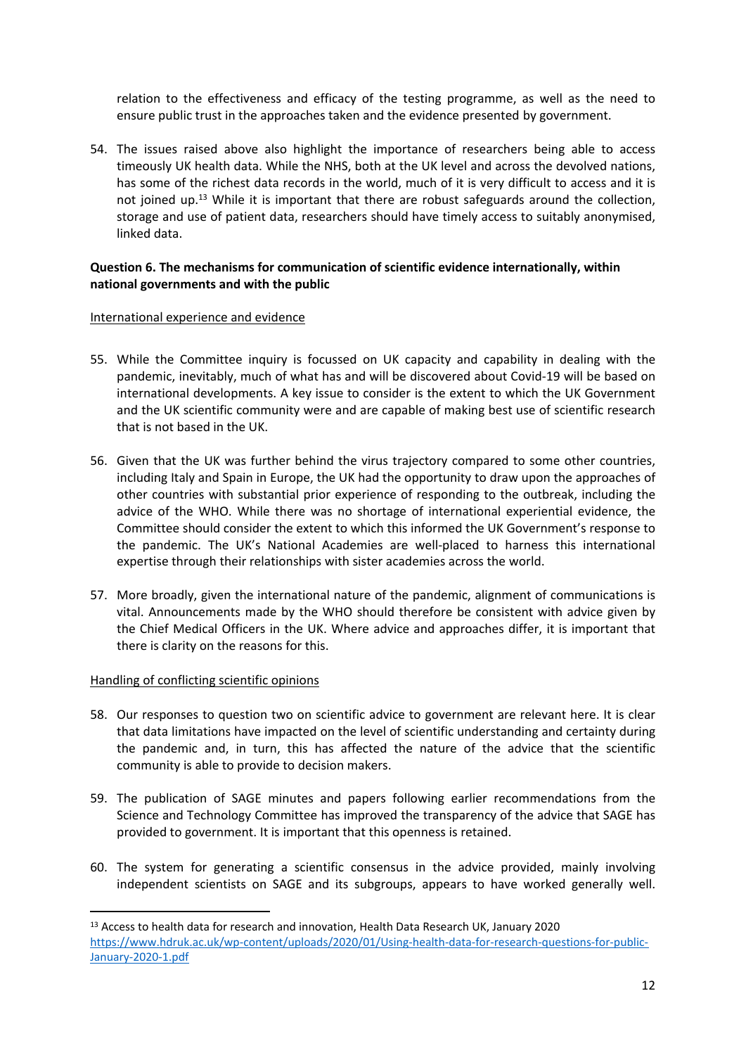relation to the effectiveness and efficacy of the testing programme, as well as the need to ensure public trust in the approaches taken and the evidence presented by government.

54. The issues raised above also highlight the importance of researchers being able to access timeously UK health data. While the NHS, both at the UK level and across the devolved nations, has some of the richest data records in the world, much of it is very difficult to access and it is not joined up.[13] While it is important that there are robust safeguards around the collection, storage and use of patient data, researchers should have timely access to suitably anonymised, linked data.

**Question 6. The mechanisms for communication of scientific evidence internationally, within national governments and with the public**

International experience and evidence

55. While the Committee inquiry is focussed on UK capacity and capability in dealing with the pandemic, inevitably, much of what has and will be discovered about Covid-19 will be based on international developments. A key issue to consider is the extent to which the UK Government and the UK scientific community were and are capable of making best use of scientific research that is not based in the UK.

56. Given that the UK was further behind the virus trajectory compared to some other countries, including Italy and Spain in Europe, the UK had the opportunity to draw upon the approaches of other countries with substantial prior experience of responding to the outbreak, including the advice of the WHO. While there was no shortage of international experiential evidence, the Committee should consider the extent to which this informed the UK Government's response to the pandemic. The UK's National Academies are well-placed to harness this international expertise through their relationships with sister academies across the world.

57. More broadly, given the international nature of the pandemic, alignment of communications is vital. Announcements made by the WHO should therefore be consistent with advice given by the Chief Medical Officers in the UK. Where advice and approaches differ, it is important that there is clarity on the reasons for this.

Handling of conflicting scientific opinions

58. Our responses to question two on scientific advice to government are relevant here. It is clear that data limitations have impacted on the level of scientific understanding and certainty during the pandemic and, in turn, this has affected the nature of the advice that the scientific community is able to provide to decision makers.

59. The publication of SAGE minutes and papers following earlier recommendations from the Science and Technology Committee has improved the transparency of the advice that SAGE has provided to government. It is important that this openness is retained.

60. The system for generating a scientific consensus in the advice provided, mainly involving independent scientists on SAGE and its subgroups, appears to have worked generally well.

---

[13] Access to health data for research and innovation, Health Data Research UK, January 2020 https://www.hdruk.ac.uk/wp-content/uploads/2020/01/Using-health-data-for-research-questions-for-public-January-2020-1.pdf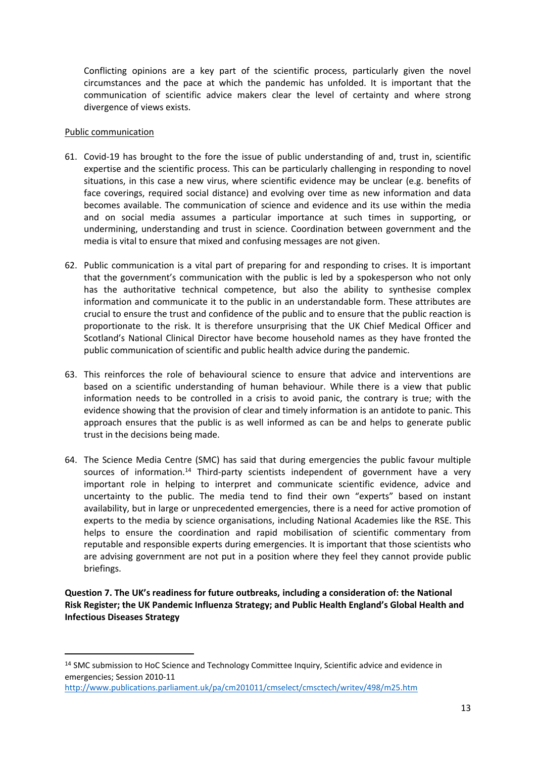Conflicting opinions are a key part of the scientific process, particularly given the novel circumstances and the pace at which the pandemic has unfolded. It is important that the communication of scientific advice makers clear the level of certainty and where strong divergence of views exists.

<u>Public communication</u>

61. Covid-19 has brought to the fore the issue of public understanding of and, trust in, scientific expertise and the scientific process. This can be particularly challenging in responding to novel situations, in this case a new virus, where scientific evidence may be unclear (e.g. benefits of face coverings, required social distance) and evolving over time as new information and data becomes available. The communication of science and evidence and its use within the media and on social media assumes a particular importance at such times in supporting, or undermining, understanding and trust in science. Coordination between government and the media is vital to ensure that mixed and confusing messages are not given.

62. Public communication is a vital part of preparing for and responding to crises. It is important that the government's communication with the public is led by a spokesperson who not only has the authoritative technical competence, but also the ability to synthesise complex information and communicate it to the public in an understandable form. These attributes are crucial to ensure the trust and confidence of the public and to ensure that the public reaction is proportionate to the risk. It is therefore unsurprising that the UK Chief Medical Officer and Scotland's National Clinical Director have become household names as they have fronted the public communication of scientific and public health advice during the pandemic.

63. This reinforces the role of behavioural science to ensure that advice and interventions are based on a scientific understanding of human behaviour. While there is a view that public information needs to be controlled in a crisis to avoid panic, the contrary is true; with the evidence showing that the provision of clear and timely information is an antidote to panic. This approach ensures that the public is as well informed as can be and helps to generate public trust in the decisions being made.

64. The Science Media Centre (SMC) has said that during emergencies the public favour multiple sources of information.[14] Third-party scientists independent of government have a very important role in helping to interpret and communicate scientific evidence, advice and uncertainty to the public. The media tend to find their own "experts" based on instant availability, but in large or unprecedented emergencies, there is a need for active promotion of experts to the media by science organisations, including National Academies like the RSE. This helps to ensure the coordination and rapid mobilisation of scientific commentary from reputable and responsible experts during emergencies. It is important that those scientists who are advising government are not put in a position where they feel they cannot provide public briefings.

**Question 7. The UK's readiness for future outbreaks, including a consideration of: the National Risk Register; the UK Pandemic Influenza Strategy; and Public Health England's Global Health and Infectious Diseases Strategy**

---

[14] SMC submission to HoC Science and Technology Committee Inquiry, Scientific advice and evidence in emergencies; Session 2010-11
http://www.publications.parliament.uk/pa/cm201011/cmselect/cmsctech/writev/498/m25.htm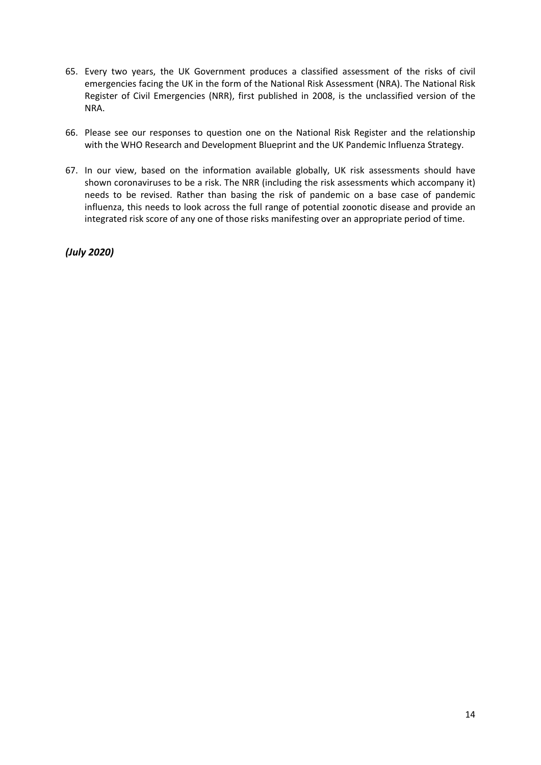65. Every two years, the UK Government produces a classified assessment of the risks of civil emergencies facing the UK in the form of the National Risk Assessment (NRA). The National Risk Register of Civil Emergencies (NRR), first published in 2008, is the unclassified version of the NRA.

66. Please see our responses to question one on the National Risk Register and the relationship with the WHO Research and Development Blueprint and the UK Pandemic Influenza Strategy.

67. In our view, based on the information available globally, UK risk assessments should have shown coronaviruses to be a risk. The NRR (including the risk assessments which accompany it) needs to be revised. Rather than basing the risk of pandemic on a base case of pandemic influenza, this needs to look across the full range of potential zoonotic disease and provide an integrated risk score of any one of those risks manifesting over an appropriate period of time.

***(July 2020)***